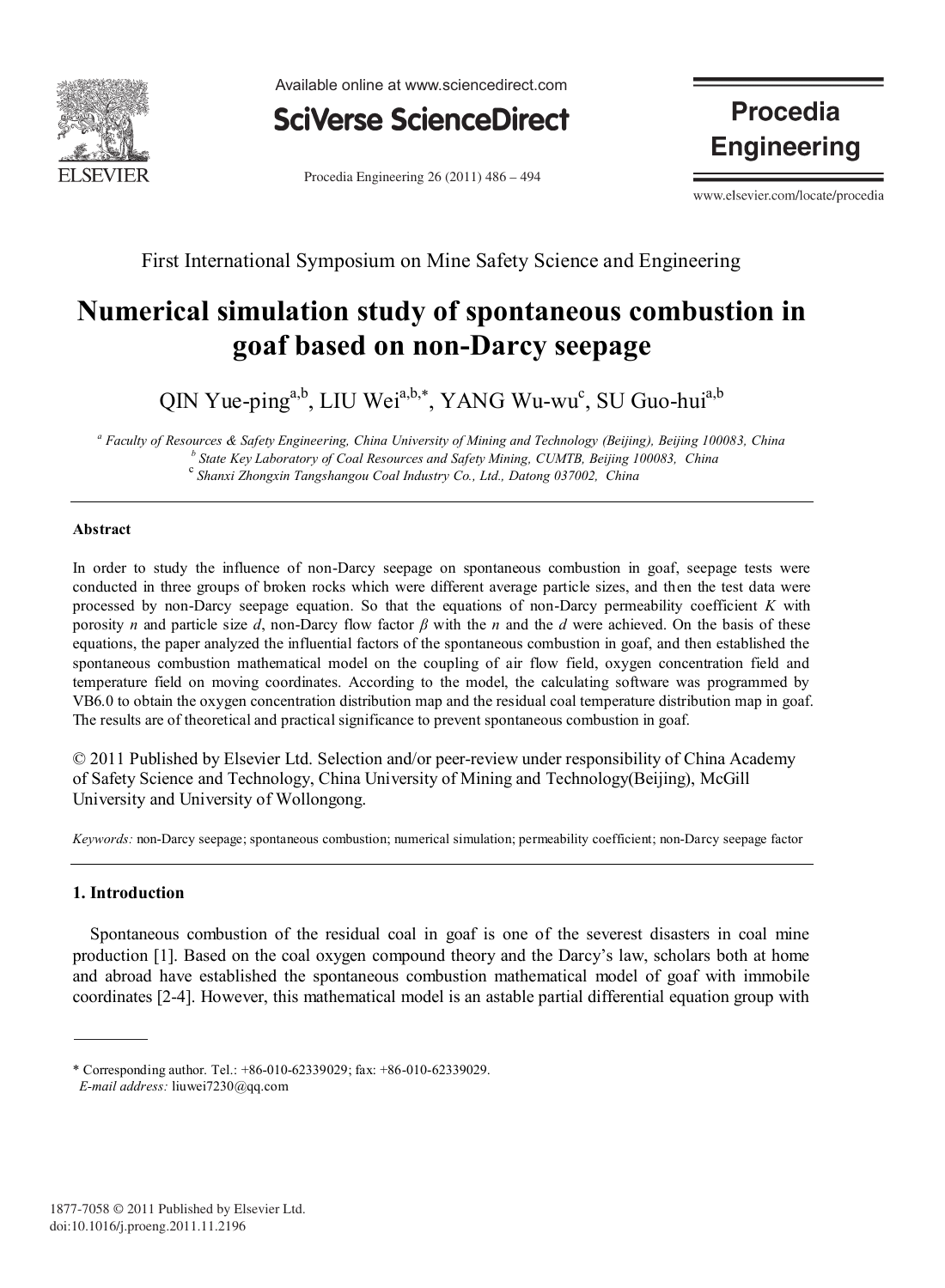First International Symposium on Mine Safety Science and Engineering

# Numerical simulation study of spontaneous combustion in goaf based on non-Darcy seepage

QIN Yue-ping[a,b], LIU Wei[a,b,*], YANG Wu-wu[c], SU Guo-hui[a,b]

[a] *Faculty of Resources & Safety Engineering, China University of Mining and Technology (Beijing), Beijing 100083, China*
[b] *State Key Laboratory of Coal Resources and Safety Mining, CUMTB, Beijing 100083, China*
[c] *Shanxi Zhongxin Tangshangou Coal Industry Co., Ltd., Datong 037002, China*

---

**Abstract**

In order to study the influence of non-Darcy seepage on spontaneous combustion in goaf, seepage tests were conducted in three groups of broken rocks which were different average particle sizes, and then the test data were processed by non-Darcy seepage equation. So that the equations of non-Darcy permeability coefficient $K$ with porosity $n$ and particle size $d$, non-Darcy flow factor $\beta$ with the $n$ and the $d$ were achieved. On the basis of these equations, the paper analyzed the influential factors of the spontaneous combustion in goaf, and then established the spontaneous combustion mathematical model on the coupling of air flow field, oxygen concentration field and temperature field on moving coordinates. According to the model, the calculating software was programmed by VB6.0 to obtain the oxygen concentration distribution map and the residual coal temperature distribution map in goaf. The results are of theoretical and practical significance to prevent spontaneous combustion in goaf.

© 2011 Published by Elsevier Ltd. Selection and/or peer-review under responsibility of China Academy of Safety Science and Technology, China University of Mining and Technology(Beijing), McGill University and University of Wollongong.

*Keywords:* non-Darcy seepage; spontaneous combustion; numerical simulation; permeability coefficient; non-Darcy seepage factor

---

## 1. Introduction

Spontaneous combustion of the residual coal in goaf is one of the severest disasters in coal mine production [1]. Based on the coal oxygen compound theory and the Darcy's law, scholars both at home and abroad have established the spontaneous combustion mathematical model of goaf with immobile coordinates [2-4]. However, this mathematical model is an astable partial differential equation group with

---

\* Corresponding author. Tel.: +86-010-62339029; fax: +86-010-62339029.
*E-mail address:* liuwei7230@qq.com

1877-7058 © 2011 Published by Elsevier Ltd.
doi:10.1016/j.proeng.2011.11.2196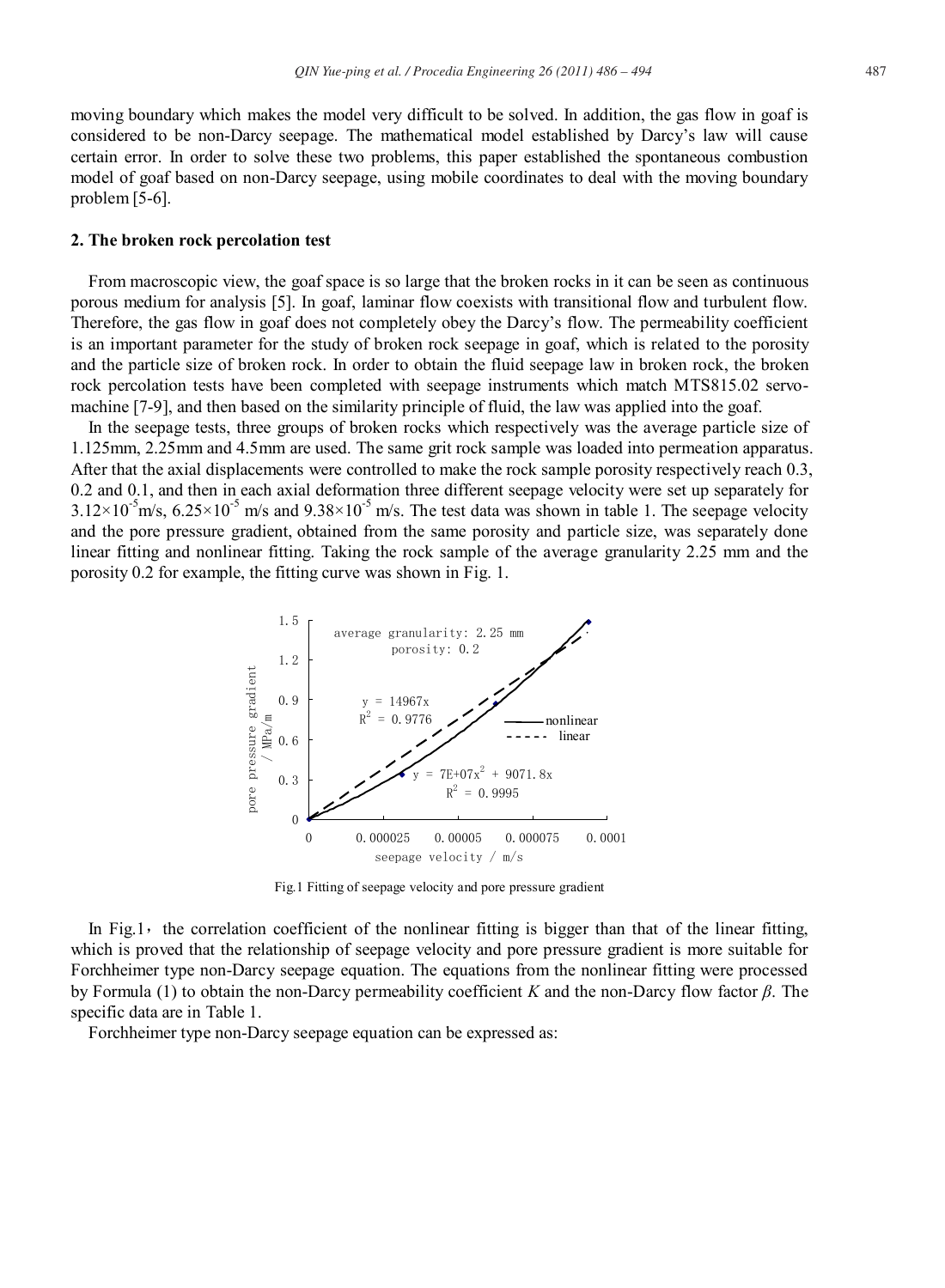moving boundary which makes the model very difficult to be solved. In addition, the gas flow in goaf is considered to be non-Darcy seepage. The mathematical model established by Darcy's law will cause certain error. In order to solve these two problems, this paper established the spontaneous combustion model of goaf based on non-Darcy seepage, using mobile coordinates to deal with the moving boundary problem [5-6].

## 2. The broken rock percolation test

From macroscopic view, the goaf space is so large that the broken rocks in it can be seen as continuous porous medium for analysis [5]. In goaf, laminar flow coexists with transitional flow and turbulent flow. Therefore, the gas flow in goaf does not completely obey the Darcy's flow. The permeability coefficient is an important parameter for the study of broken rock seepage in goaf, which is related to the porosity and the particle size of broken rock. In order to obtain the fluid seepage law in broken rock, the broken rock percolation tests have been completed with seepage instruments which match MTS815.02 servo-machine [7-9], and then based on the similarity principle of fluid, the law was applied into the goaf.

In the seepage tests, three groups of broken rocks which respectively was the average particle size of 1.125mm, 2.25mm and 4.5mm are used. The same grit rock sample was loaded into permeation apparatus. After that the axial displacements were controlled to make the rock sample porosity respectively reach 0.3, 0.2 and 0.1, and then in each axial deformation three different seepage velocity were set up separately for $3.12\times10^{-5}$ m/s, $6.25\times10^{-5}$ m/s and $9.38\times10^{-5}$ m/s. The test data was shown in table 1. The seepage velocity and the pore pressure gradient, obtained from the same porosity and particle size, was separately done linear fitting and nonlinear fitting. Taking the rock sample of the average granularity 2.25 mm and the porosity 0.2 for example, the fitting curve was shown in Fig. 1.

Fig.1 Fitting of seepage velocity and pore pressure gradient

In Fig.1, the correlation coefficient of the nonlinear fitting is bigger than that of the linear fitting, which is proved that the relationship of seepage velocity and pore pressure gradient is more suitable for Forchheimer type non-Darcy seepage equation. The equations from the nonlinear fitting were processed by Formula (1) to obtain the non-Darcy permeability coefficient *K* and the non-Darcy flow factor *β*. The specific data are in Table 1.

Forchheimer type non-Darcy seepage equation can be expressed as: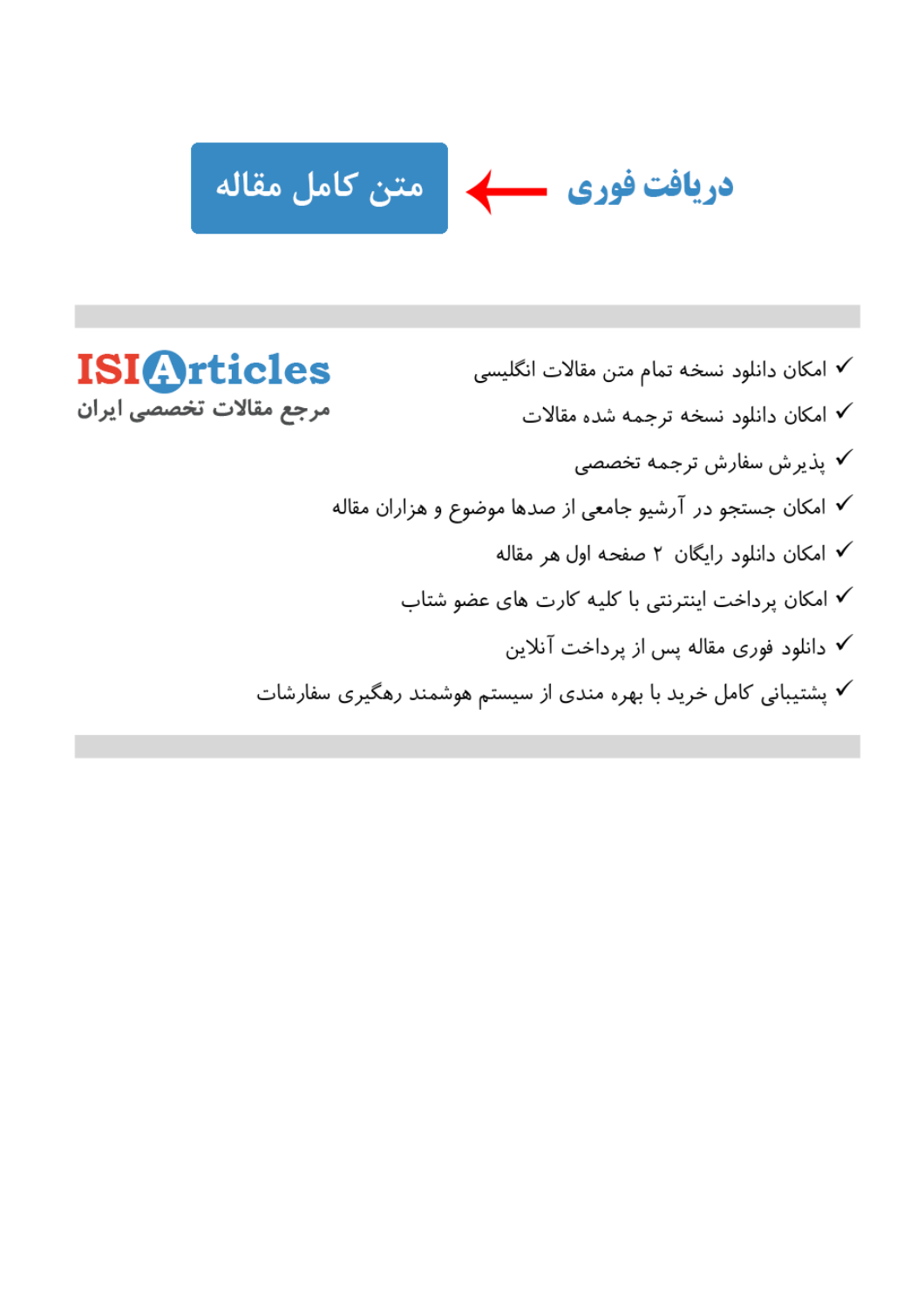متن کامل مقاله ← دریافت فوری

ISIArticles
مرجع مقالات تخصصی ایران

- ✓ امکان دانلود نسخه تمام متن مقالات انگلیسی
- ✓ امکان دانلود نسخه ترجمه شده مقالات
- ✓ پذیرش سفارش ترجمه تخصصی
- ✓ امکان جستجو در آرشیو جامعی از صدها موضوع و هزاران مقاله
- ✓ امکان دانلود رایگان ۲ صفحه اول هر مقاله
- ✓ امکان پرداخت اینترنتی با کلیه کارت های عضو شتاب
- ✓ دانلود فوری مقاله پس از پرداخت آنلاین
- ✓ پشتیبانی کامل خرید با بهره مندی از سیستم هوشمند رهگیری سفارشات